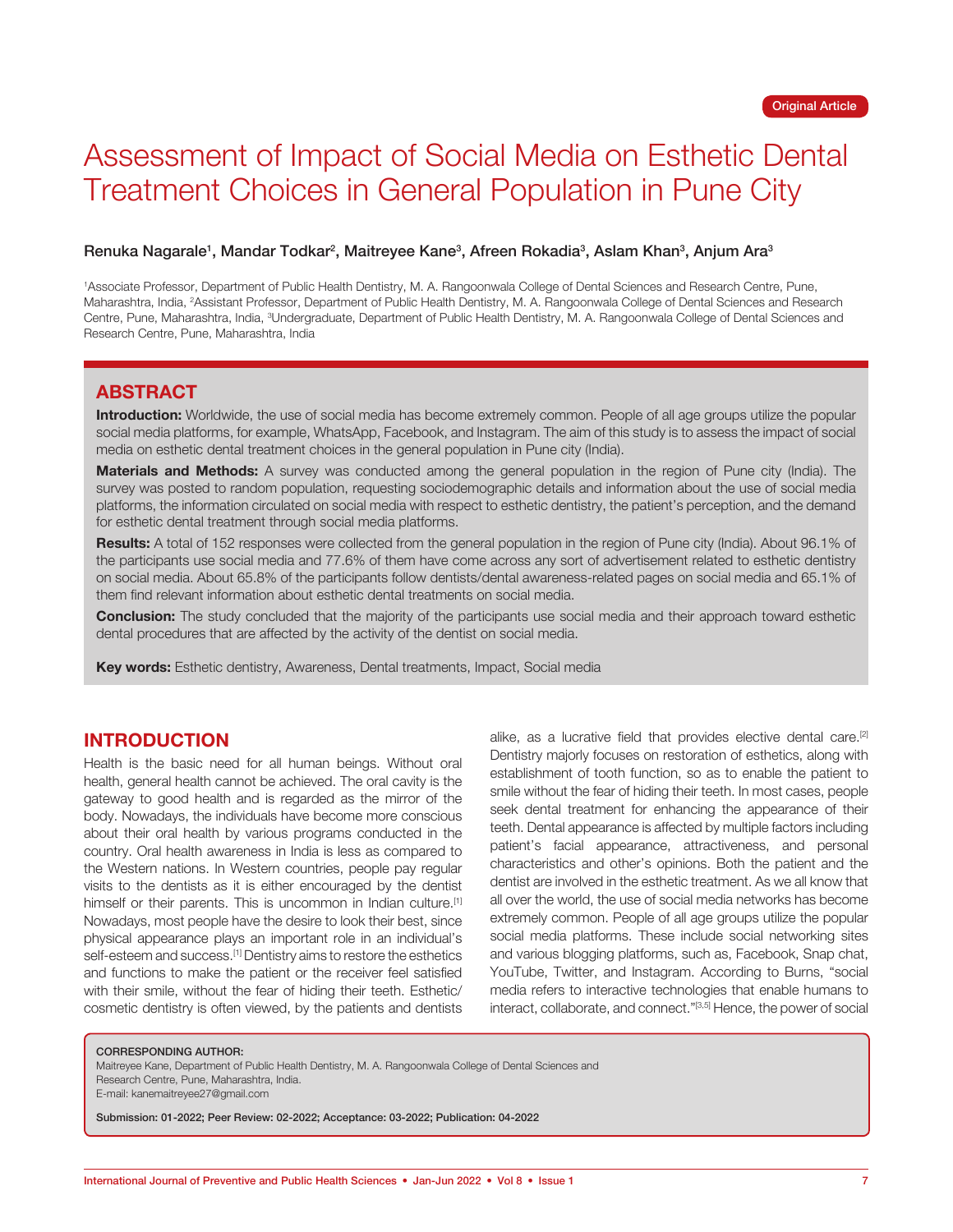Original Article

# Assessment of Impact of Social Media on Esthetic Dental Treatment Choices in General Population in Pune City

**Renuka Nagarale[1], Mandar Todkar[2], Maitreyee Kane[3], Afreen Rokadia[3], Aslam Khan[3], Anjum Ara[3]**

[1]Associate Professor, Department of Public Health Dentistry, M. A. Rangoonwala College of Dental Sciences and Research Centre, Pune, Maharashtra, India, [2]Assistant Professor, Department of Public Health Dentistry, M. A. Rangoonwala College of Dental Sciences and Research Centre, Pune, Maharashtra, India, [3]Undergraduate, Department of Public Health Dentistry, M. A. Rangoonwala College of Dental Sciences and Research Centre, Pune, Maharashtra, India

## ABSTRACT

**Introduction:** Worldwide, the use of social media has become extremely common. People of all age groups utilize the popular social media platforms, for example, WhatsApp, Facebook, and Instagram. The aim of this study is to assess the impact of social media on esthetic dental treatment choices in the general population in Pune city (India).

**Materials and Methods:** A survey was conducted among the general population in the region of Pune city (India). The survey was posted to random population, requesting sociodemographic details and information about the use of social media platforms, the information circulated on social media with respect to esthetic dentistry, the patient's perception, and the demand for esthetic dental treatment through social media platforms.

**Results:** A total of 152 responses were collected from the general population in the region of Pune city (India). About 96.1% of the participants use social media and 77.6% of them have come across any sort of advertisement related to esthetic dentistry on social media. About 65.8% of the participants follow dentists/dental awareness-related pages on social media and 65.1% of them find relevant information about esthetic dental treatments on social media.

**Conclusion:** The study concluded that the majority of the participants use social media and their approach toward esthetic dental procedures that are affected by the activity of the dentist on social media.

**Key words:** Esthetic dentistry, Awareness, Dental treatments, Impact, Social media

## INTRODUCTION

Health is the basic need for all human beings. Without oral health, general health cannot be achieved. The oral cavity is the gateway to good health and is regarded as the mirror of the body. Nowadays, the individuals have become more conscious about their oral health by various programs conducted in the country. Oral health awareness in India is less as compared to the Western nations. In Western countries, people pay regular visits to the dentists as it is either encouraged by the dentist himself or their parents. This is uncommon in Indian culture.[1] Nowadays, most people have the desire to look their best, since physical appearance plays an important role in an individual's self-esteem and success.[1] Dentistry aims to restore the esthetics and functions to make the patient or the receiver feel satisfied with their smile, without the fear of hiding their teeth. Esthetic/cosmetic dentistry is often viewed, by the patients and dentists alike, as a lucrative field that provides elective dental care.[2] Dentistry majorly focuses on restoration of esthetics, along with establishment of tooth function, so as to enable the patient to smile without the fear of hiding their teeth. In most cases, people seek dental treatment for enhancing the appearance of their teeth. Dental appearance is affected by multiple factors including patient's facial appearance, attractiveness, and personal characteristics and other's opinions. Both the patient and the dentist are involved in the esthetic treatment. As we all know that all over the world, the use of social media networks has become extremely common. People of all age groups utilize the popular social media platforms. These include social networking sites and various blogging platforms, such as, Facebook, Snap chat, YouTube, Twitter, and Instagram. According to Burns, "social media refers to interactive technologies that enable humans to interact, collaborate, and connect."[3,5] Hence, the power of social

**CORRESPONDING AUTHOR:**
Maitreyee Kane, Department of Public Health Dentistry, M. A. Rangoonwala College of Dental Sciences and Research Centre, Pune, Maharashtra, India.
E-mail: kanemaitreyee27@gmail.com

**Submission: 01-2022; Peer Review: 02-2022; Acceptance: 03-2022; Publication: 04-2022**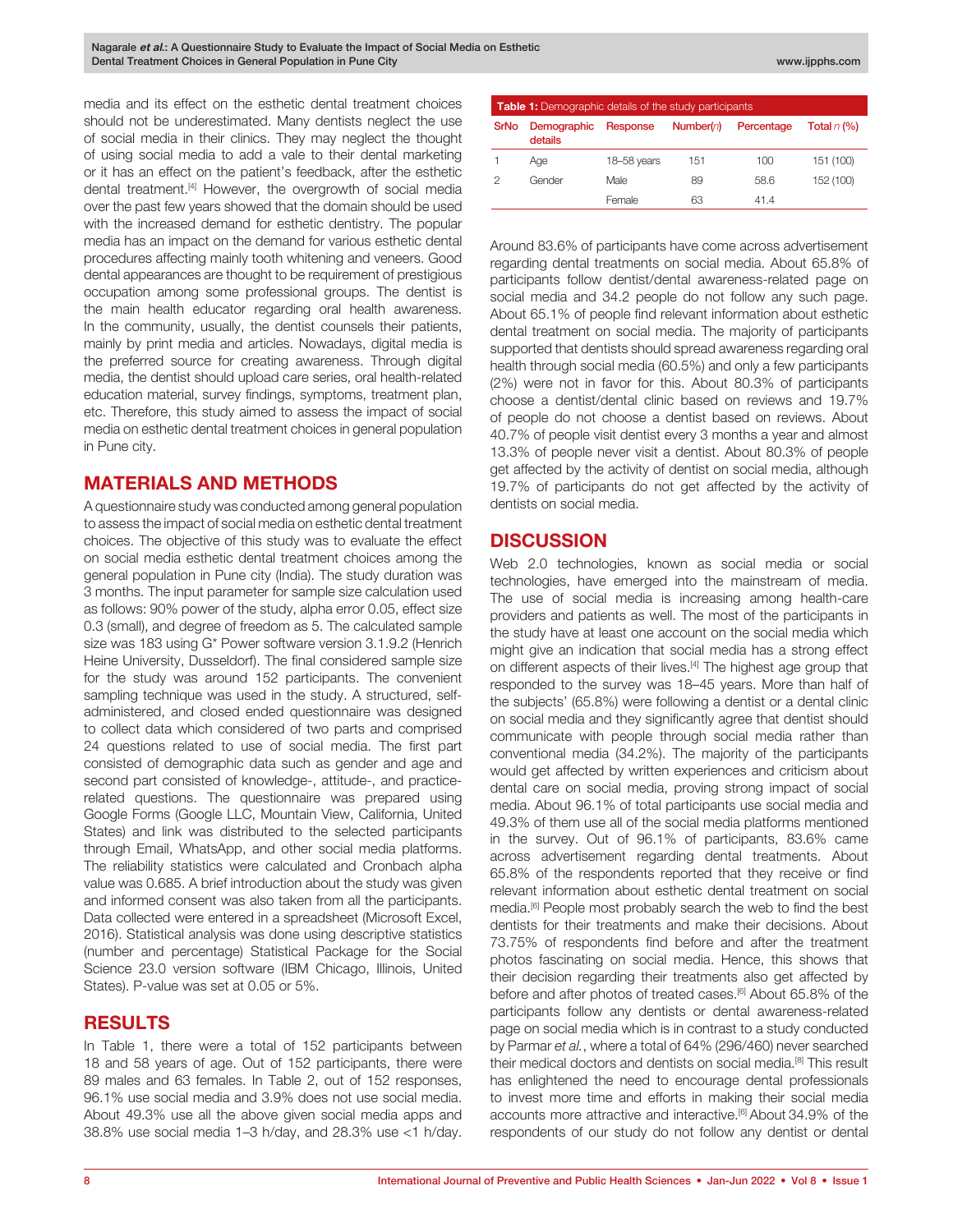media and its effect on the esthetic dental treatment choices should not be underestimated. Many dentists neglect the use of social media in their clinics. They may neglect the thought of using social media to add a vale to their dental marketing or it has an effect on the patient's feedback, after the esthetic dental treatment.[4] However, the overgrowth of social media over the past few years showed that the domain should be used with the increased demand for esthetic dentistry. The popular media has an impact on the demand for various esthetic dental procedures affecting mainly tooth whitening and veneers. Good dental appearances are thought to be requirement of prestigious occupation among some professional groups. The dentist is the main health educator regarding oral health awareness. In the community, usually, the dentist counsels their patients, mainly by print media and articles. Nowadays, digital media is the preferred source for creating awareness. Through digital media, the dentist should upload care series, oral health-related education material, survey findings, symptoms, treatment plan, etc. Therefore, this study aimed to assess the impact of social media on esthetic dental treatment choices in general population in Pune city.

## MATERIALS AND METHODS

A questionnaire study was conducted among general population to assess the impact of social media on esthetic dental treatment choices. The objective of this study was to evaluate the effect on social media esthetic dental treatment choices among the general population in Pune city (India). The study duration was 3 months. The input parameter for sample size calculation used as follows: 90% power of the study, alpha error 0.05, effect size 0.3 (small), and degree of freedom as 5. The calculated sample size was 183 using G* Power software version 3.1.9.2 (Henrich Heine University, Dusseldorf). The final considered sample size for the study was around 152 participants. The convenient sampling technique was used in the study. A structured, self-administered, and closed ended questionnaire was designed to collect data which considered of two parts and comprised 24 questions related to use of social media. The first part consisted of demographic data such as gender and age and second part consisted of knowledge-, attitude-, and practice-related questions. The questionnaire was prepared using Google Forms (Google LLC, Mountain View, California, United States) and link was distributed to the selected participants through Email, WhatsApp, and other social media platforms. The reliability statistics were calculated and Cronbach alpha value was 0.685. A brief introduction about the study was given and informed consent was also taken from all the participants. Data collected were entered in a spreadsheet (Microsoft Excel, 2016). Statistical analysis was done using descriptive statistics (number and percentage) Statistical Package for the Social Science 23.0 version software (IBM Chicago, Illinois, United States). P-value was set at 0.05 or 5%.

## RESULTS

In Table 1, there were a total of 152 participants between 18 and 58 years of age. Out of 152 participants, there were 89 males and 63 females. In Table 2, out of 152 responses, 96.1% use social media and 3.9% does not use social media. About 49.3% use all the above given social media apps and 38.8% use social media 1–3 h/day, and 28.3% use <1 h/day.

**Table 1:** Demographic details of the study participants

| SrNo | Demographic details | Response | Number(*n*) | Percentage | Total *n* (%) |
|---|---|---|---|---|---|
| 1 | Age | 18–58 years | 151 | 100 | 151 (100) |
| 2 | Gender | Male | 89 | 58.6 | 152 (100) |
| | | Female | 63 | 41.4 | |

Around 83.6% of participants have come across advertisement regarding dental treatments on social media. About 65.8% of participants follow dentist/dental awareness-related page on social media and 34.2 people do not follow any such page. About 65.1% of people find relevant information about esthetic dental treatment on social media. The majority of participants supported that dentists should spread awareness regarding oral health through social media (60.5%) and only a few participants (2%) were not in favor for this. About 80.3% of participants choose a dentist/dental clinic based on reviews and 19.7% of people do not choose a dentist based on reviews. About 40.7% of people visit dentist every 3 months a year and almost 13.3% of people never visit a dentist. About 80.3% of people get affected by the activity of dentist on social media, although 19.7% of participants do not get affected by the activity of dentists on social media.

## DISCUSSION

Web 2.0 technologies, known as social media or social technologies, have emerged into the mainstream of media. The use of social media is increasing among health-care providers and patients as well. The most of the participants in the study have at least one account on the social media which might give an indication that social media has a strong effect on different aspects of their lives.[4] The highest age group that responded to the survey was 18–45 years. More than half of the subjects' (65.8%) were following a dentist or a dental clinic on social media and they significantly agree that dentist should communicate with people through social media rather than conventional media (34.2%). The majority of the participants would get affected by written experiences and criticism about dental care on social media, proving strong impact of social media. About 96.1% of total participants use social media and 49.3% of them use all of the social media platforms mentioned in the survey. Out of 96.1% of participants, 83.6% came across advertisement regarding dental treatments. About 65.8% of the respondents reported that they receive or find relevant information about esthetic dental treatment on social media.[6] People most probably search the web to find the best dentists for their treatments and make their decisions. About 73.75% of respondents find before and after the treatment photos fascinating on social media. Hence, this shows that their decision regarding their treatments also get affected by before and after photos of treated cases.[6] About 65.8% of the participants follow any dentists or dental awareness-related page on social media which is in contrast to a study conducted by Parmar *et al.*, where a total of 64% (296/460) never searched their medical doctors and dentists on social media.[8] This result has enlightened the need to encourage dental professionals to invest more time and efforts in making their social media accounts more attractive and interactive.[6] About 34.9% of the respondents of our study do not follow any dentist or dental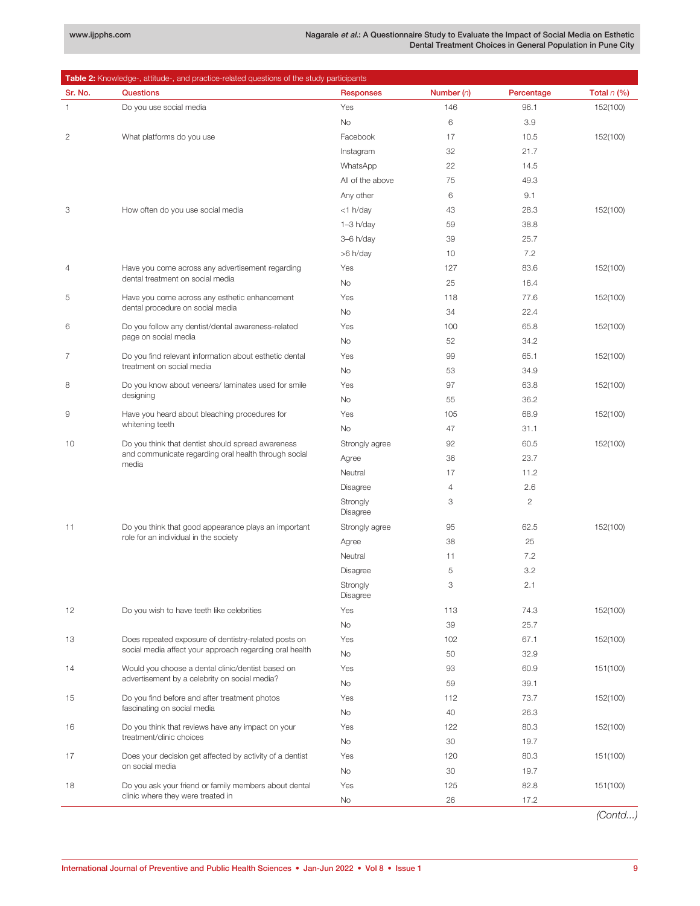**Table 2:** Knowledge-, attitude-, and practice-related questions of the study participants

| Sr. No. | Questions | Responses | Number (*n*) | Percentage | Total *n* (%) |
|---|---|---|---|---|---|
| 1 | Do you use social media | Yes | 146 | 96.1 | 152(100) |
| | | No | 6 | 3.9 | |
| 2 | What platforms do you use | Facebook | 17 | 10.5 | 152(100) |
| | | Instagram | 32 | 21.7 | |
| | | WhatsApp | 22 | 14.5 | |
| | | All of the above | 75 | 49.3 | |
| | | Any other | 6 | 9.1 | |
| 3 | How often do you use social media | <1 h/day | 43 | 28.3 | 152(100) |
| | | 1–3 h/day | 59 | 38.8 | |
| | | 3–6 h/day | 39 | 25.7 | |
| | | >6 h/day | 10 | 7.2 | |
| 4 | Have you come across any advertisement regarding dental treatment on social media | Yes | 127 | 83.6 | 152(100) |
| | | No | 25 | 16.4 | |
| 5 | Have you come across any esthetic enhancement dental procedure on social media | Yes | 118 | 77.6 | 152(100) |
| | | No | 34 | 22.4 | |
| 6 | Do you follow any dentist/dental awareness-related page on social media | Yes | 100 | 65.8 | 152(100) |
| | | No | 52 | 34.2 | |
| 7 | Do you find relevant information about esthetic dental treatment on social media | Yes | 99 | 65.1 | 152(100) |
| | | No | 53 | 34.9 | |
| 8 | Do you know about veneers/ laminates used for smile designing | Yes | 97 | 63.8 | 152(100) |
| | | No | 55 | 36.2 | |
| 9 | Have you heard about bleaching procedures for whitening teeth | Yes | 105 | 68.9 | 152(100) |
| | | No | 47 | 31.1 | |
| 10 | Do you think that dentist should spread awareness and communicate regarding oral health through social media | Strongly agree | 92 | 60.5 | 152(100) |
| | | Agree | 36 | 23.7 | |
| | | Neutral | 17 | 11.2 | |
| | | Disagree | 4 | 2.6 | |
| | | Strongly Disagree | 3 | 2 | |
| 11 | Do you think that good appearance plays an important role for an individual in the society | Strongly agree | 95 | 62.5 | 152(100) |
| | | Agree | 38 | 25 | |
| | | Neutral | 11 | 7.2 | |
| | | Disagree | 5 | 3.2 | |
| | | Strongly Disagree | 3 | 2.1 | |
| 12 | Do you wish to have teeth like celebrities | Yes | 113 | 74.3 | 152(100) |
| | | No | 39 | 25.7 | |
| 13 | Does repeated exposure of dentistry-related posts on social media affect your approach regarding oral health | Yes | 102 | 67.1 | 152(100) |
| | | No | 50 | 32.9 | |
| 14 | Would you choose a dental clinic/dentist based on advertisement by a celebrity on social media? | Yes | 93 | 60.9 | 151(100) |
| | | No | 59 | 39.1 | |
| 15 | Do you find before and after treatment photos fascinating on social media | Yes | 112 | 73.7 | 152(100) |
| | | No | 40 | 26.3 | |
| 16 | Do you think that reviews have any impact on your treatment/clinic choices | Yes | 122 | 80.3 | 152(100) |
| | | No | 30 | 19.7 | |
| 17 | Does your decision get affected by activity of a dentist on social media | Yes | 120 | 80.3 | 151(100) |
| | | No | 30 | 19.7 | |
| 18 | Do you ask your friend or family members about dental clinic where they were treated in | Yes | 125 | 82.8 | 151(100) |
| | | No | 26 | 17.2 | |

*(Contd...)*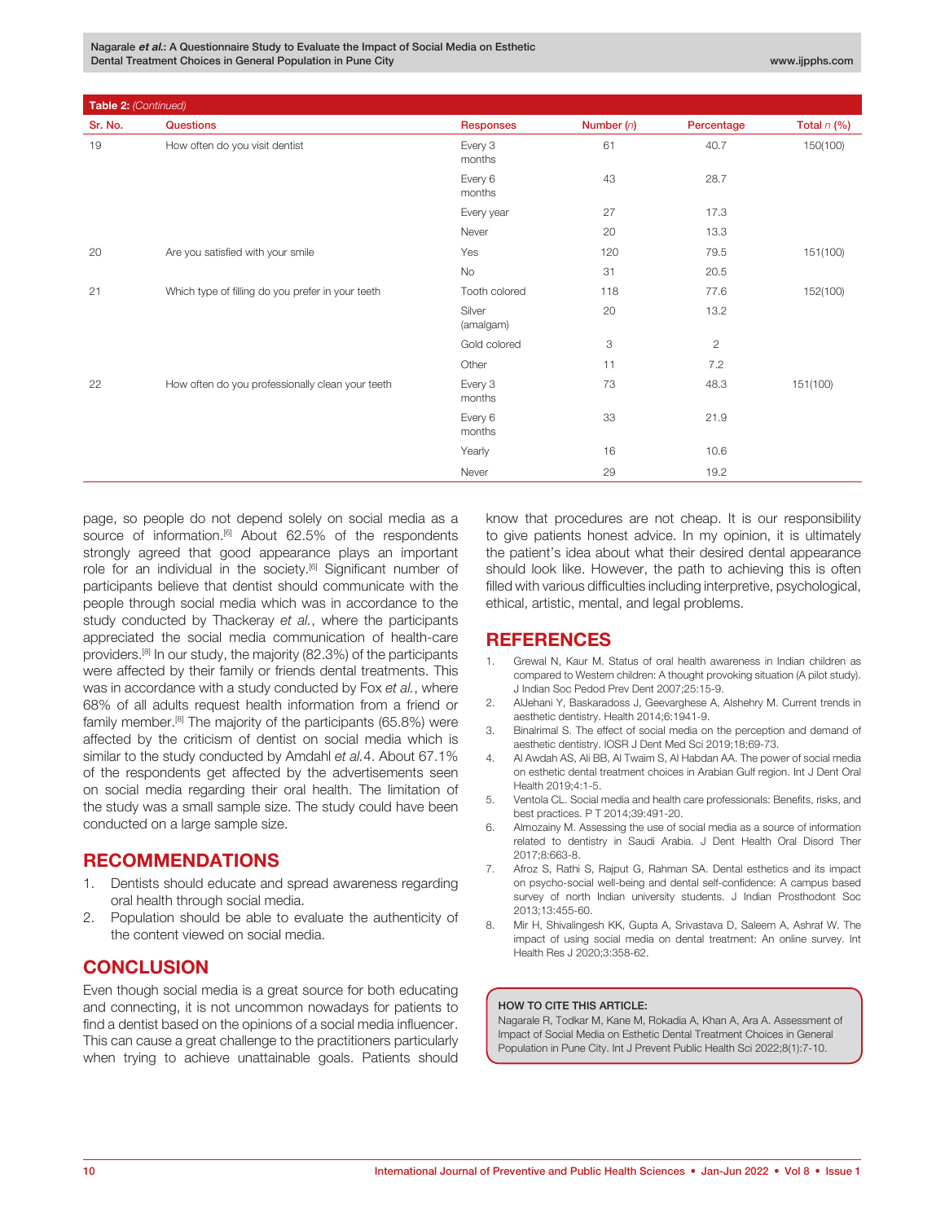**Table 2:** *(Continued)*

| Sr. No. | Questions | Responses | Number (*n*) | Percentage | Total *n* (%) |
|---|---|---|---|---|---|
| 19 | How often do you visit dentist | Every 3 months | 61 | 40.7 | 150(100) |
| | | Every 6 months | 43 | 28.7 | |
| | | Every year | 27 | 17.3 | |
| | | Never | 20 | 13.3 | |
| 20 | Are you satisfied with your smile | Yes | 120 | 79.5 | 151(100) |
| | | No | 31 | 20.5 | |
| 21 | Which type of filling do you prefer in your teeth | Tooth colored | 118 | 77.6 | 152(100) |
| | | Silver (amalgam) | 20 | 13.2 | |
| | | Gold colored | 3 | 2 | |
| | | Other | 11 | 7.2 | |
| 22 | How often do you professionally clean your teeth | Every 3 months | 73 | 48.3 | 151(100) |
| | | Every 6 months | 33 | 21.9 | |
| | | Yearly | 16 | 10.6 | |
| | | Never | 29 | 19.2 | |

page, so people do not depend solely on social media as a source of information.[6] About 62.5% of the respondents strongly agreed that good appearance plays an important role for an individual in the society.[6] Significant number of participants believe that dentist should communicate with the people through social media which was in accordance to the study conducted by Thackeray *et al.*, where the participants appreciated the social media communication of health-care providers.[8] In our study, the majority (82.3%) of the participants were affected by their family or friends dental treatments. This was in accordance with a study conducted by Fox *et al.*, where 68% of all adults request health information from a friend or family member.[8] The majority of the participants (65.8%) were affected by the criticism of dentist on social media which is similar to the study conducted by Amdahl *et al.*4. About 67.1% of the respondents get affected by the advertisements seen on social media regarding their oral health. The limitation of the study was a small sample size. The study could have been conducted on a large sample size.

## RECOMMENDATIONS

1. Dentists should educate and spread awareness regarding oral health through social media.
2. Population should be able to evaluate the authenticity of the content viewed on social media.

## CONCLUSION

Even though social media is a great source for both educating and connecting, it is not uncommon nowadays for patients to find a dentist based on the opinions of a social media influencer. This can cause a great challenge to the practitioners particularly when trying to achieve unattainable goals. Patients should know that procedures are not cheap. It is our responsibility to give patients honest advice. In my opinion, it is ultimately the patient's idea about what their desired dental appearance should look like. However, the path to achieving this is often filled with various difficulties including interpretive, psychological, ethical, artistic, mental, and legal problems.

## REFERENCES

1. Grewal N, Kaur M. Status of oral health awareness in Indian children as compared to Western children: A thought provoking situation (A pilot study). J Indian Soc Pedod Prev Dent 2007;25:15-9.
2. AlJehani Y, Baskaradoss J, Geevarghese A, Alshehry M. Current trends in aesthetic dentistry. Health 2014;6:1941-9.
3. Binalrimal S. The effect of social media on the perception and demand of aesthetic dentistry. IOSR J Dent Med Sci 2019;18:69-73.
4. Al Awdah AS, Ali BB, Al Twaim S, Al Habdan AA. The power of social media on esthetic dental treatment choices in Arabian Gulf region. Int J Dent Oral Health 2019;4:1-5.
5. Ventola CL. Social media and health care professionals: Benefits, risks, and best practices. P T 2014;39:491-20.
6. Almozainy M. Assessing the use of social media as a source of information related to dentistry in Saudi Arabia. J Dent Health Oral Disord Ther 2017;8:663-8.
7. Afroz S, Rathi S, Rajput G, Rahman SA. Dental esthetics and its impact on psycho-social well-being and dental self-confidence: A campus based survey of north Indian university students. J Indian Prosthodont Soc 2013;13:455-60.
8. Mir H, Shivalingesh KK, Gupta A, Srivastava D, Saleem A, Ashraf W. The impact of using social media on dental treatment: An online survey. Int Health Res J 2020;3:358-62.

**HOW TO CITE THIS ARTICLE:**
Nagarale R, Todkar M, Kane M, Rokadia A, Khan A, Ara A. Assessment of Impact of Social Media on Esthetic Dental Treatment Choices in General Population in Pune City. Int J Prevent Public Health Sci 2022;8(1):7-10.